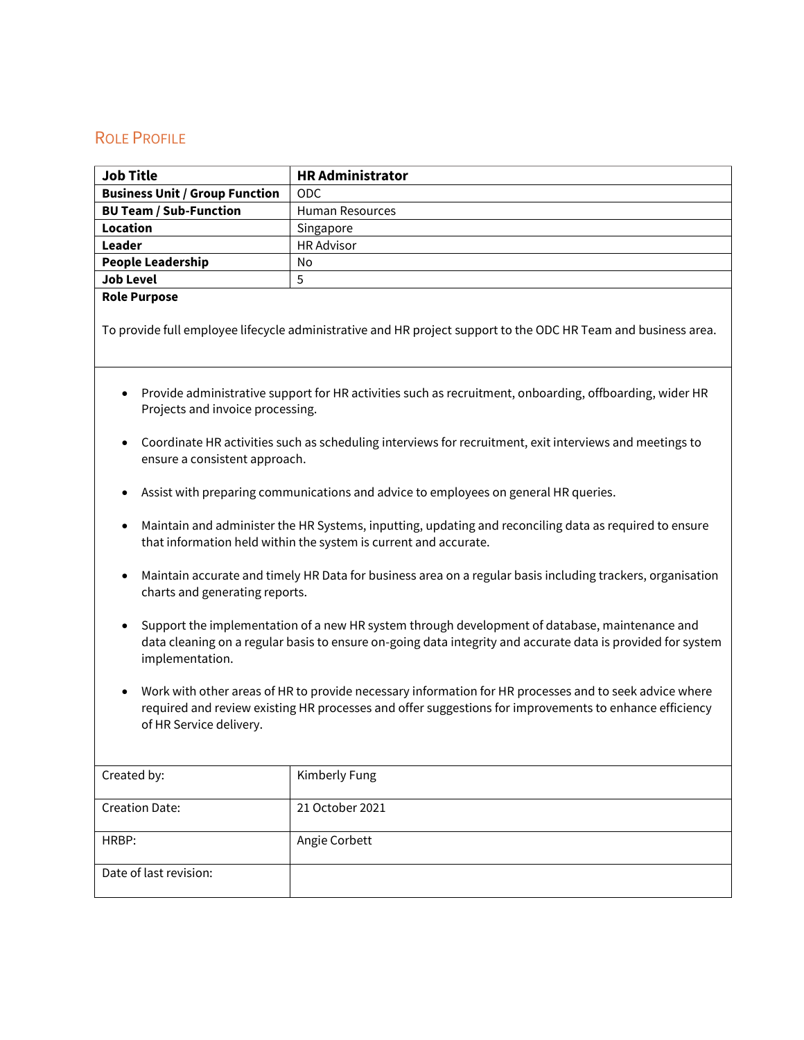## Role Profile

| Job Title | HR Administrator |
|---|---|
| Business Unit / Group Function | ODC |
| BU Team / Sub-Function | Human Resources |
| Location | Singapore |
| Leader | HR Advisor |
| People Leadership | No |
| Job Level | 5 |

**Role Purpose**

To provide full employee lifecycle administrative and HR project support to the ODC HR Team and business area.

- Provide administrative support for HR activities such as recruitment, onboarding, offboarding, wider HR Projects and invoice processing.
- Coordinate HR activities such as scheduling interviews for recruitment, exit interviews and meetings to ensure a consistent approach.
- Assist with preparing communications and advice to employees on general HR queries.
- Maintain and administer the HR Systems, inputting, updating and reconciling data as required to ensure that information held within the system is current and accurate.
- Maintain accurate and timely HR Data for business area on a regular basis including trackers, organisation charts and generating reports.
- Support the implementation of a new HR system through development of database, maintenance and data cleaning on a regular basis to ensure on-going data integrity and accurate data is provided for system implementation.
- Work with other areas of HR to provide necessary information for HR processes and to seek advice where required and review existing HR processes and offer suggestions for improvements to enhance efficiency of HR Service delivery.

| Created by: | Kimberly Fung |
|---|---|
| Creation Date: | 21 October 2021 |
| HRBP: | Angie Corbett |
| Date of last revision: | |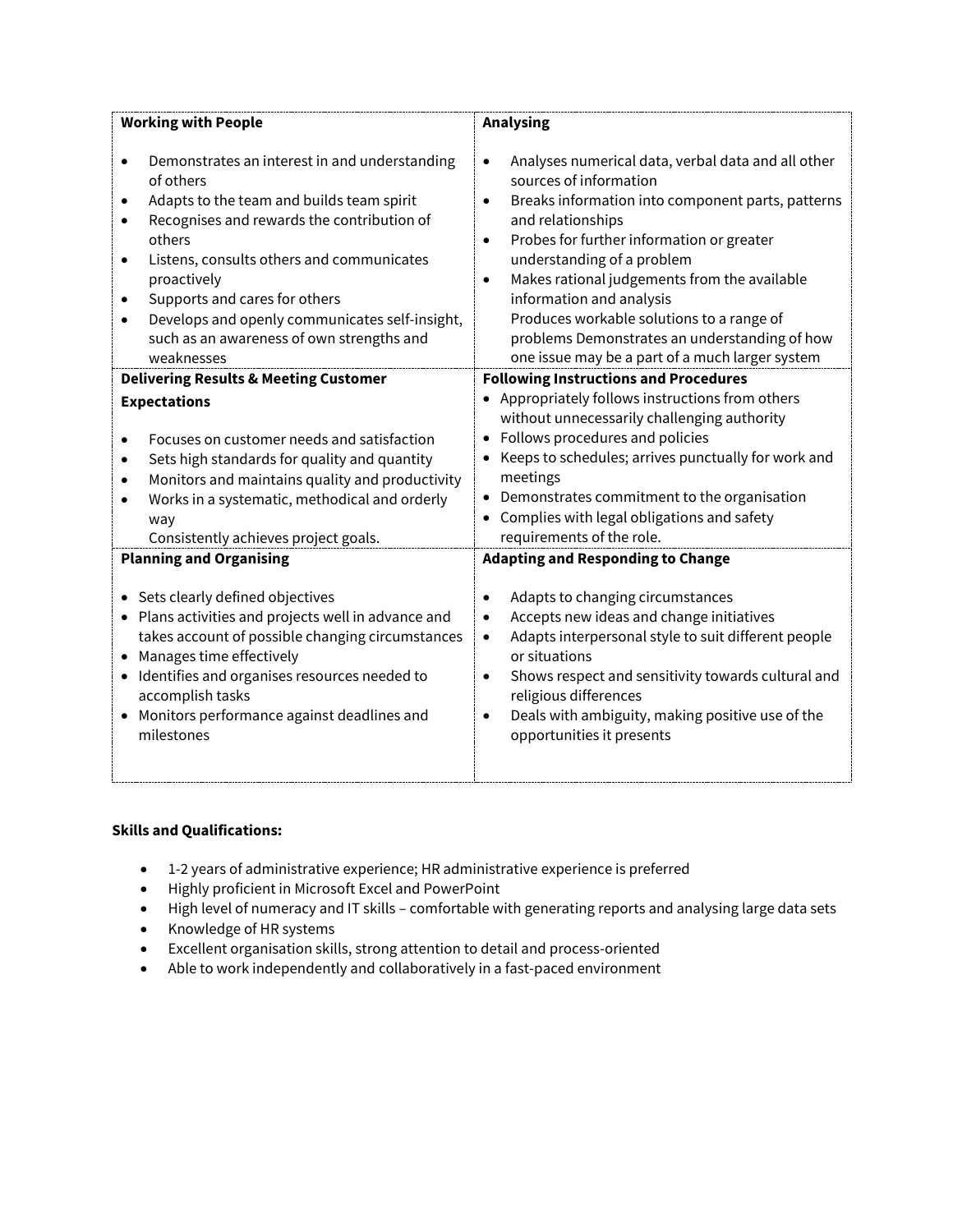| | |
|---|---|
| **Working with People**<br><br>• Demonstrates an interest in and understanding of others<br>• Adapts to the team and builds team spirit<br>• Recognises and rewards the contribution of others<br>• Listens, consults others and communicates proactively<br>• Supports and cares for others<br>• Develops and openly communicates self-insight, such as an awareness of own strengths and weaknesses | **Analysing**<br><br>• Analyses numerical data, verbal data and all other sources of information<br>• Breaks information into component parts, patterns and relationships<br>• Probes for further information or greater understanding of a problem<br>• Makes rational judgements from the available information and analysis<br>Produces workable solutions to a range of problems Demonstrates an understanding of how one issue may be a part of a much larger system |
| **Delivering Results & Meeting Customer Expectations**<br><br>• Focuses on customer needs and satisfaction<br>• Sets high standards for quality and quantity<br>• Monitors and maintains quality and productivity<br>• Works in a systematic, methodical and orderly way<br>Consistently achieves project goals. | **Following Instructions and Procedures**<br>• Appropriately follows instructions from others without unnecessarily challenging authority<br>• Follows procedures and policies<br>• Keeps to schedules; arrives punctually for work and meetings<br>• Demonstrates commitment to the organisation<br>• Complies with legal obligations and safety requirements of the role. |
| **Planning and Organising**<br><br>• Sets clearly defined objectives<br>• Plans activities and projects well in advance and takes account of possible changing circumstances<br>• Manages time effectively<br>• Identifies and organises resources needed to accomplish tasks<br>• Monitors performance against deadlines and milestones | **Adapting and Responding to Change**<br><br>• Adapts to changing circumstances<br>• Accepts new ideas and change initiatives<br>• Adapts interpersonal style to suit different people or situations<br>• Shows respect and sensitivity towards cultural and religious differences<br>• Deals with ambiguity, making positive use of the opportunities it presents |

**Skills and Qualifications:**

- 1-2 years of administrative experience; HR administrative experience is preferred
- Highly proficient in Microsoft Excel and PowerPoint
- High level of numeracy and IT skills – comfortable with generating reports and analysing large data sets
- Knowledge of HR systems
- Excellent organisation skills, strong attention to detail and process-oriented
- Able to work independently and collaboratively in a fast-paced environment